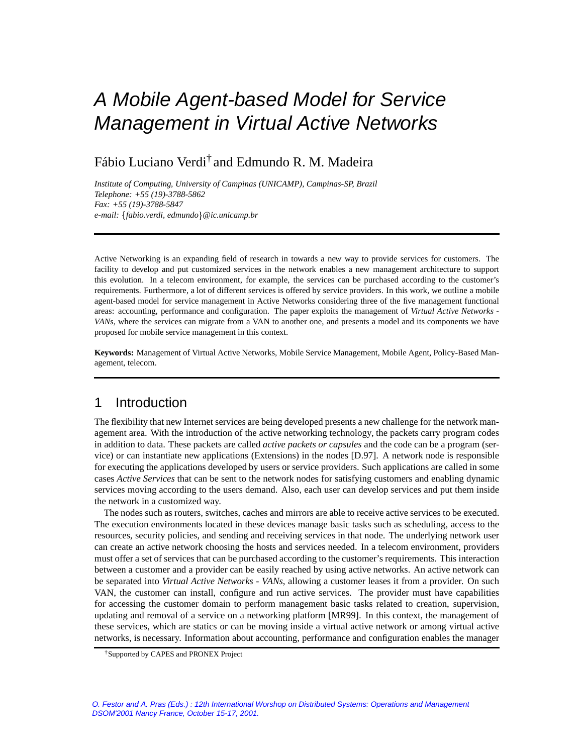# A Mobile Agent-based Model for Service Management in Virtual Active Networks

Fábio Luciano Verdi[†] and Edmundo R. M. Madeira

*Institute of Computing, University of Campinas (UNICAMP), Campinas-SP, Brazil*
*Telephone: +55 (19)-3788-5862*
*Fax: +55 (19)-3788-5847*
*e-mail: {fabio.verdi, edmundo}@ic.unicamp.br*

---

Active Networking is an expanding field of research in towards a new way to provide services for customers. The facility to develop and put customized services in the network enables a new management architecture to support this evolution. In a telecom environment, for example, the services can be purchased according to the customer's requirements. Furthermore, a lot of different services is offered by service providers. In this work, we outline a mobile agent-based model for service management in Active Networks considering three of the five management functional areas: accounting, performance and configuration. The paper exploits the management of *Virtual Active Networks - VANs*, where the services can migrate from a VAN to another one, and presents a model and its components we have proposed for mobile service management in this context.

**Keywords:** Management of Virtual Active Networks, Mobile Service Management, Mobile Agent, Policy-Based Management, telecom.

---

## 1 Introduction

The flexibility that new Internet services are being developed presents a new challenge for the network management area. With the introduction of the active networking technology, the packets carry program codes in addition to data. These packets are called *active packets or capsules* and the code can be a program (service) or can instantiate new applications (Extensions) in the nodes [D.97]. A network node is responsible for executing the applications developed by users or service providers. Such applications are called in some cases *Active Services* that can be sent to the network nodes for satisfying customers and enabling dynamic services moving according to the users demand. Also, each user can develop services and put them inside the network in a customized way.

The nodes such as routers, switches, caches and mirrors are able to receive active services to be executed. The execution environments located in these devices manage basic tasks such as scheduling, access to the resources, security policies, and sending and receiving services in that node. The underlying network user can create an active network choosing the hosts and services needed. In a telecom environment, providers must offer a set of services that can be purchased according to the customer's requirements. This interaction between a customer and a provider can be easily reached by using active networks. An active network can be separated into *Virtual Active Networks - VANs*, allowing a customer leases it from a provider. On such VAN, the customer can install, configure and run active services. The provider must have capabilities for accessing the customer domain to perform management basic tasks related to creation, supervision, updating and removal of a service on a networking platform [MR99]. In this context, the management of these services, which are statics or can be moving inside a virtual active network or among virtual active networks, is necessary. Information about accounting, performance and configuration enables the manager

---

[†]Supported by CAPES and PRONEX Project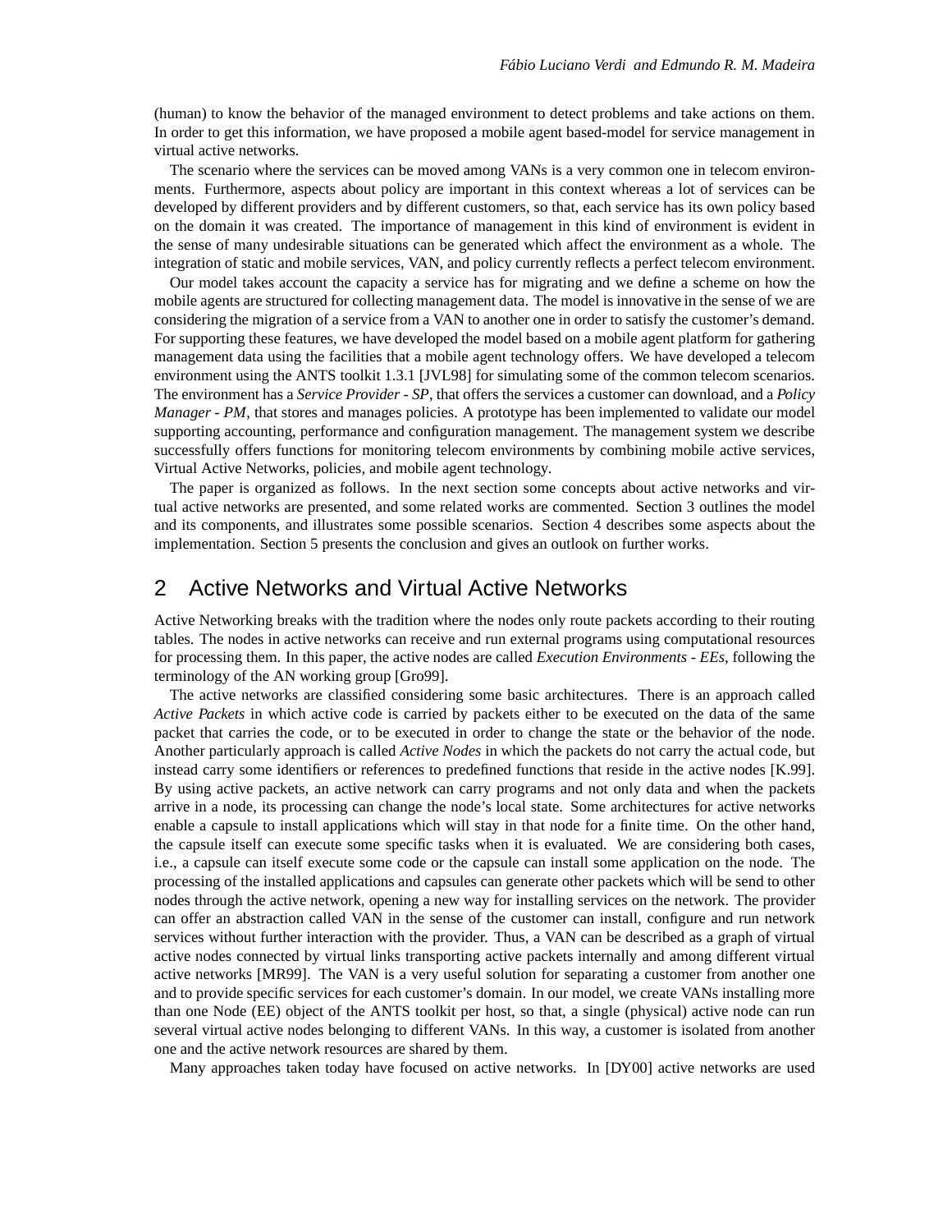(human) to know the behavior of the managed environment to detect problems and take actions on them. In order to get this information, we have proposed a mobile agent based-model for service management in virtual active networks.

The scenario where the services can be moved among VANs is a very common one in telecom environments. Furthermore, aspects about policy are important in this context whereas a lot of services can be developed by different providers and by different customers, so that, each service has its own policy based on the domain it was created. The importance of management in this kind of environment is evident in the sense of many undesirable situations can be generated which affect the environment as a whole. The integration of static and mobile services, VAN, and policy currently reflects a perfect telecom environment.

Our model takes account the capacity a service has for migrating and we define a scheme on how the mobile agents are structured for collecting management data. The model is innovative in the sense of we are considering the migration of a service from a VAN to another one in order to satisfy the customer's demand. For supporting these features, we have developed the model based on a mobile agent platform for gathering management data using the facilities that a mobile agent technology offers. We have developed a telecom environment using the ANTS toolkit 1.3.1 [JVL98] for simulating some of the common telecom scenarios. The environment has a *Service Provider - SP*, that offers the services a customer can download, and a *Policy Manager - PM*, that stores and manages policies. A prototype has been implemented to validate our model supporting accounting, performance and configuration management. The management system we describe successfully offers functions for monitoring telecom environments by combining mobile active services, Virtual Active Networks, policies, and mobile agent technology.

The paper is organized as follows. In the next section some concepts about active networks and virtual active networks are presented, and some related works are commented. Section 3 outlines the model and its components, and illustrates some possible scenarios. Section 4 describes some aspects about the implementation. Section 5 presents the conclusion and gives an outlook on further works.

## 2 Active Networks and Virtual Active Networks

Active Networking breaks with the tradition where the nodes only route packets according to their routing tables. The nodes in active networks can receive and run external programs using computational resources for processing them. In this paper, the active nodes are called *Execution Environments - EEs*, following the terminology of the AN working group [Gro99].

The active networks are classified considering some basic architectures. There is an approach called *Active Packets* in which active code is carried by packets either to be executed on the data of the same packet that carries the code, or to be executed in order to change the state or the behavior of the node. Another particularly approach is called *Active Nodes* in which the packets do not carry the actual code, but instead carry some identifiers or references to predefined functions that reside in the active nodes [K.99]. By using active packets, an active network can carry programs and not only data and when the packets arrive in a node, its processing can change the node's local state. Some architectures for active networks enable a capsule to install applications which will stay in that node for a finite time. On the other hand, the capsule itself can execute some specific tasks when it is evaluated. We are considering both cases, i.e., a capsule can itself execute some code or the capsule can install some application on the node. The processing of the installed applications and capsules can generate other packets which will be send to other nodes through the active network, opening a new way for installing services on the network. The provider can offer an abstraction called VAN in the sense of the customer can install, configure and run network services without further interaction with the provider. Thus, a VAN can be described as a graph of virtual active nodes connected by virtual links transporting active packets internally and among different virtual active networks [MR99]. The VAN is a very useful solution for separating a customer from another one and to provide specific services for each customer's domain. In our model, we create VANs installing more than one Node (EE) object of the ANTS toolkit per host, so that, a single (physical) active node can run several virtual active nodes belonging to different VANs. In this way, a customer is isolated from another one and the active network resources are shared by them.

Many approaches taken today have focused on active networks. In [DY00] active networks are used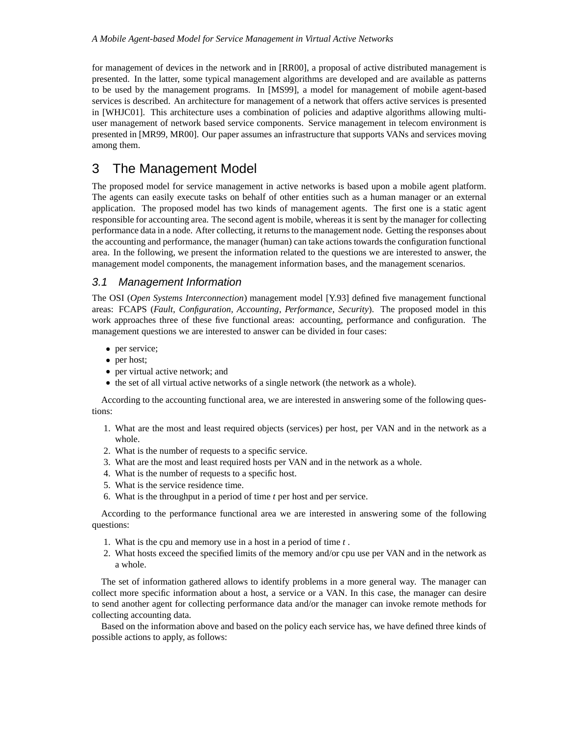for management of devices in the network and in [RR00], a proposal of active distributed management is presented. In the latter, some typical management algorithms are developed and are available as patterns to be used by the management programs. In [MS99], a model for management of mobile agent-based services is described. An architecture for management of a network that offers active services is presented in [WHJC01]. This architecture uses a combination of policies and adaptive algorithms allowing multi-user management of network based service components. Service management in telecom environment is presented in [MR99, MR00]. Our paper assumes an infrastructure that supports VANs and services moving among them.

# 3 The Management Model

The proposed model for service management in active networks is based upon a mobile agent platform. The agents can easily execute tasks on behalf of other entities such as a human manager or an external application. The proposed model has two kinds of management agents. The first one is a static agent responsible for accounting area. The second agent is mobile, whereas it is sent by the manager for collecting performance data in a node. After collecting, it returns to the management node. Getting the responses about the accounting and performance, the manager (human) can take actions towards the configuration functional area. In the following, we present the information related to the questions we are interested to answer, the management model components, the management information bases, and the management scenarios.

## 3.1 Management Information

The OSI (*Open Systems Interconnection*) management model [Y.93] defined five management functional areas: FCAPS (*Fault, Configuration, Accounting, Performance, Security*). The proposed model in this work approaches three of these five functional areas: accounting, performance and configuration. The management questions we are interested to answer can be divided in four cases:

- per service;
- per host;
- per virtual active network; and
- the set of all virtual active networks of a single network (the network as a whole).

According to the accounting functional area, we are interested in answering some of the following questions:

1. What are the most and least required objects (services) per host, per VAN and in the network as a whole.
2. What is the number of requests to a specific service.
3. What are the most and least required hosts per VAN and in the network as a whole.
4. What is the number of requests to a specific host.
5. What is the service residence time.
6. What is the throughput in a period of time $t$ per host and per service.

According to the performance functional area we are interested in answering some of the following questions:

1. What is the cpu and memory use in a host in a period of time $t$ .
2. What hosts exceed the specified limits of the memory and/or cpu use per VAN and in the network as a whole.

The set of information gathered allows to identify problems in a more general way. The manager can collect more specific information about a host, a service or a VAN. In this case, the manager can desire to send another agent for collecting performance data and/or the manager can invoke remote methods for collecting accounting data.

Based on the information above and based on the policy each service has, we have defined three kinds of possible actions to apply, as follows: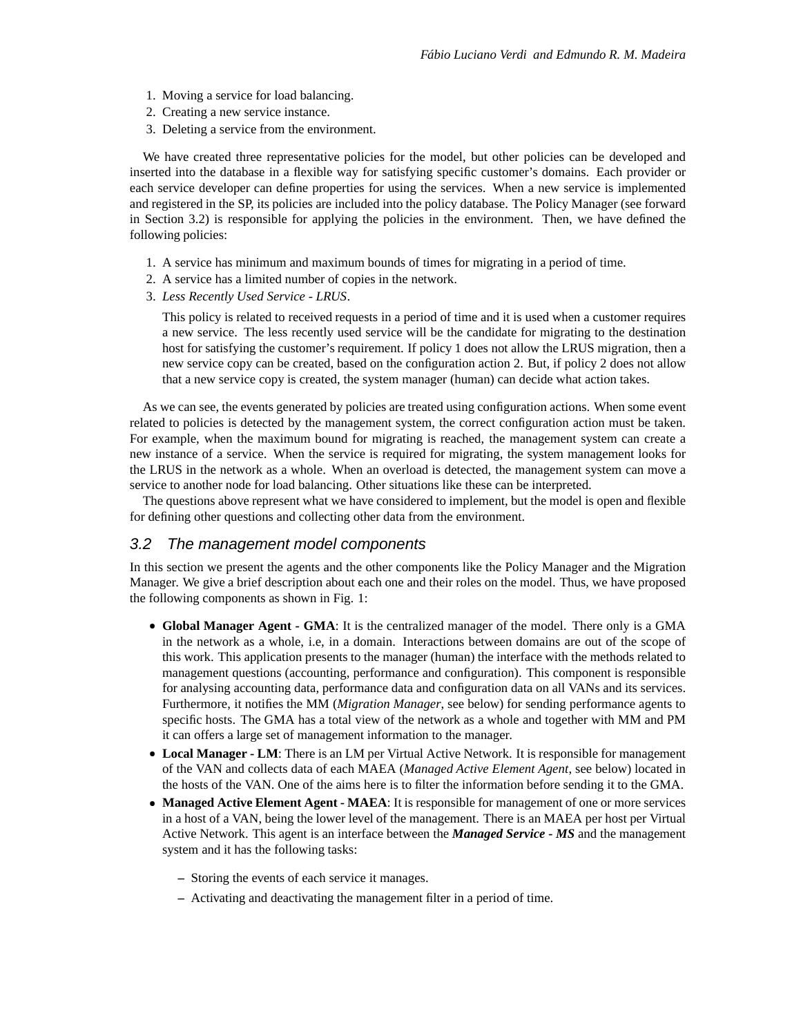1. Moving a service for load balancing.
2. Creating a new service instance.
3. Deleting a service from the environment.

We have created three representative policies for the model, but other policies can be developed and inserted into the database in a flexible way for satisfying specific customer's domains. Each provider or each service developer can define properties for using the services. When a new service is implemented and registered in the SP, its policies are included into the policy database. The Policy Manager (see forward in Section 3.2) is responsible for applying the policies in the environment. Then, we have defined the following policies:

1. A service has minimum and maximum bounds of times for migrating in a period of time.
2. A service has a limited number of copies in the network.
3. *Less Recently Used Service - LRUS*.

   This policy is related to received requests in a period of time and it is used when a customer requires a new service. The less recently used service will be the candidate for migrating to the destination host for satisfying the customer's requirement. If policy 1 does not allow the LRUS migration, then a new service copy can be created, based on the configuration action 2. But, if policy 2 does not allow that a new service copy is created, the system manager (human) can decide what action takes.

As we can see, the events generated by policies are treated using configuration actions. When some event related to policies is detected by the management system, the correct configuration action must be taken. For example, when the maximum bound for migrating is reached, the management system can create a new instance of a service. When the service is required for migrating, the system management looks for the LRUS in the network as a whole. When an overload is detected, the management system can move a service to another node for load balancing. Other situations like these can be interpreted.

The questions above represent what we have considered to implement, but the model is open and flexible for defining other questions and collecting other data from the environment.

## 3.2 The management model components

In this section we present the agents and the other components like the Policy Manager and the Migration Manager. We give a brief description about each one and their roles on the model. Thus, we have proposed the following components as shown in Fig. 1:

- **Global Manager Agent - GMA**: It is the centralized manager of the model. There only is a GMA in the network as a whole, i.e, in a domain. Interactions between domains are out of the scope of this work. This application presents to the manager (human) the interface with the methods related to management questions (accounting, performance and configuration). This component is responsible for analysing accounting data, performance data and configuration data on all VANs and its services. Furthermore, it notifies the MM (*Migration Manager*, see below) for sending performance agents to specific hosts. The GMA has a total view of the network as a whole and together with MM and PM it can offers a large set of management information to the manager.
- **Local Manager - LM**: There is an LM per Virtual Active Network. It is responsible for management of the VAN and collects data of each MAEA (*Managed Active Element Agent*, see below) located in the hosts of the VAN. One of the aims here is to filter the information before sending it to the GMA.
- **Managed Active Element Agent - MAEA**: It is responsible for management of one or more services in a host of a VAN, being the lower level of the management. There is an MAEA per host per Virtual Active Network. This agent is an interface between the ***Managed Service - MS*** and the management system and it has the following tasks:
  - Storing the events of each service it manages.
  - Activating and deactivating the management filter in a period of time.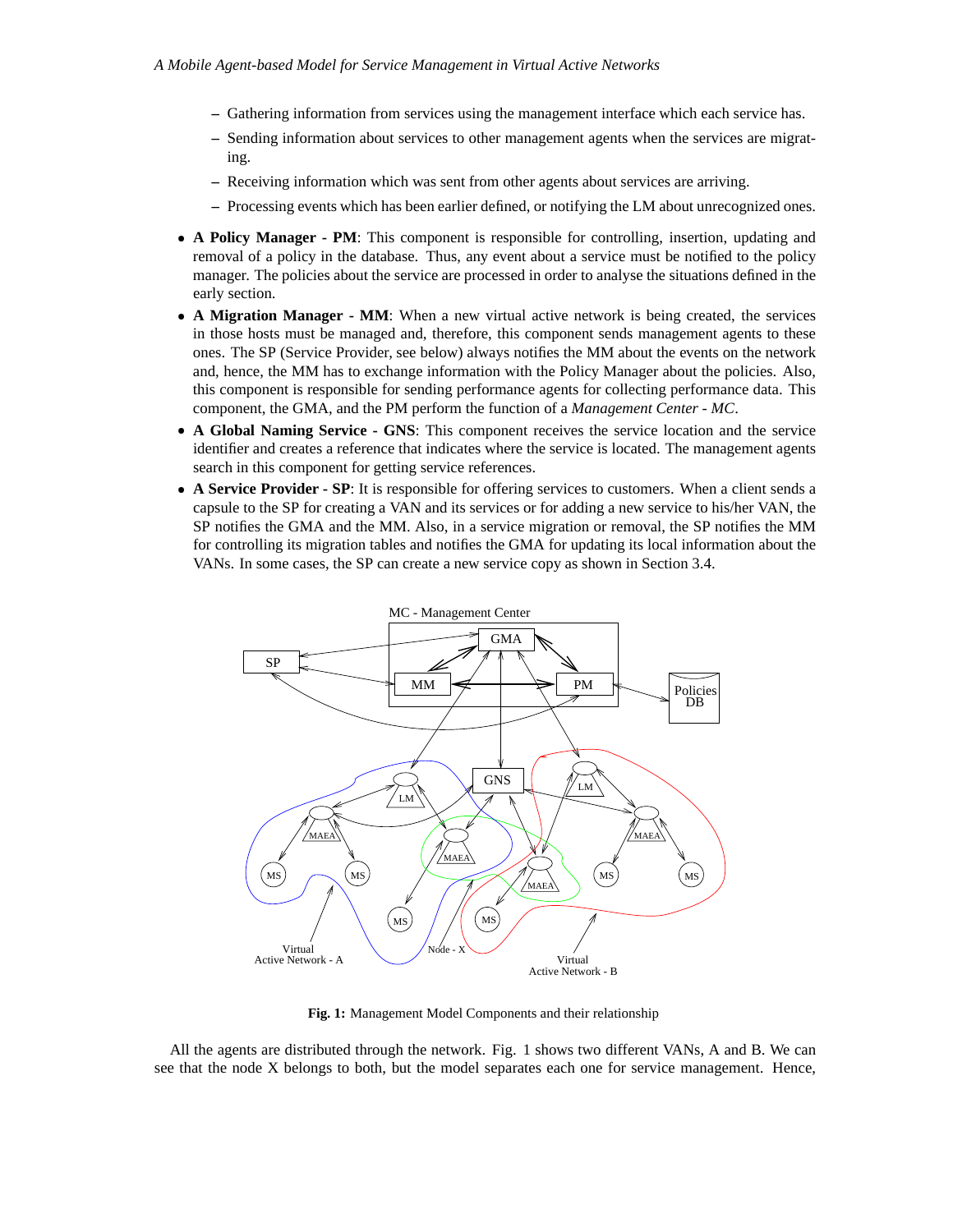- Gathering information from services using the management interface which each service has.
  - Sending information about services to other management agents when the services are migrating.
  - Receiving information which was sent from other agents about services are arriving.
  - Processing events which has been earlier defined, or notifying the LM about unrecognized ones.

- **A Policy Manager - PM**: This component is responsible for controlling, insertion, updating and removal of a policy in the database. Thus, any event about a service must be notified to the policy manager. The policies about the service are processed in order to analyse the situations defined in the early section.
- **A Migration Manager - MM**: When a new virtual active network is being created, the services in those hosts must be managed and, therefore, this component sends management agents to these ones. The SP (Service Provider, see below) always notifies the MM about the events on the network and, hence, the MM has to exchange information with the Policy Manager about the policies. Also, this component is responsible for sending performance agents for collecting performance data. This component, the GMA, and the PM perform the function of a *Management Center - MC*.
- **A Global Naming Service - GNS**: This component receives the service location and the service identifier and creates a reference that indicates where the service is located. The management agents search in this component for getting service references.
- **A Service Provider - SP**: It is responsible for offering services to customers. When a client sends a capsule to the SP for creating a VAN and its services or for adding a new service to his/her VAN, the SP notifies the GMA and the MM. Also, in a service migration or removal, the SP notifies the MM for controlling its migration tables and notifies the GMA for updating its local information about the VANs. In some cases, the SP can create a new service copy as shown in Section 3.4.

MC - Management Center
GMA
SP
MM
PM
Policies DB
GNS
LM
LM
MAEA
MAEA
MAEA
MAEA
MS
MS
MS
MS
MS
MS
Virtual Active Network - A
Node - X
Virtual Active Network - B

**Fig. 1:** Management Model Components and their relationship

All the agents are distributed through the network. Fig. 1 shows two different VANs, A and B. We can see that the node X belongs to both, but the model separates each one for service management. Hence,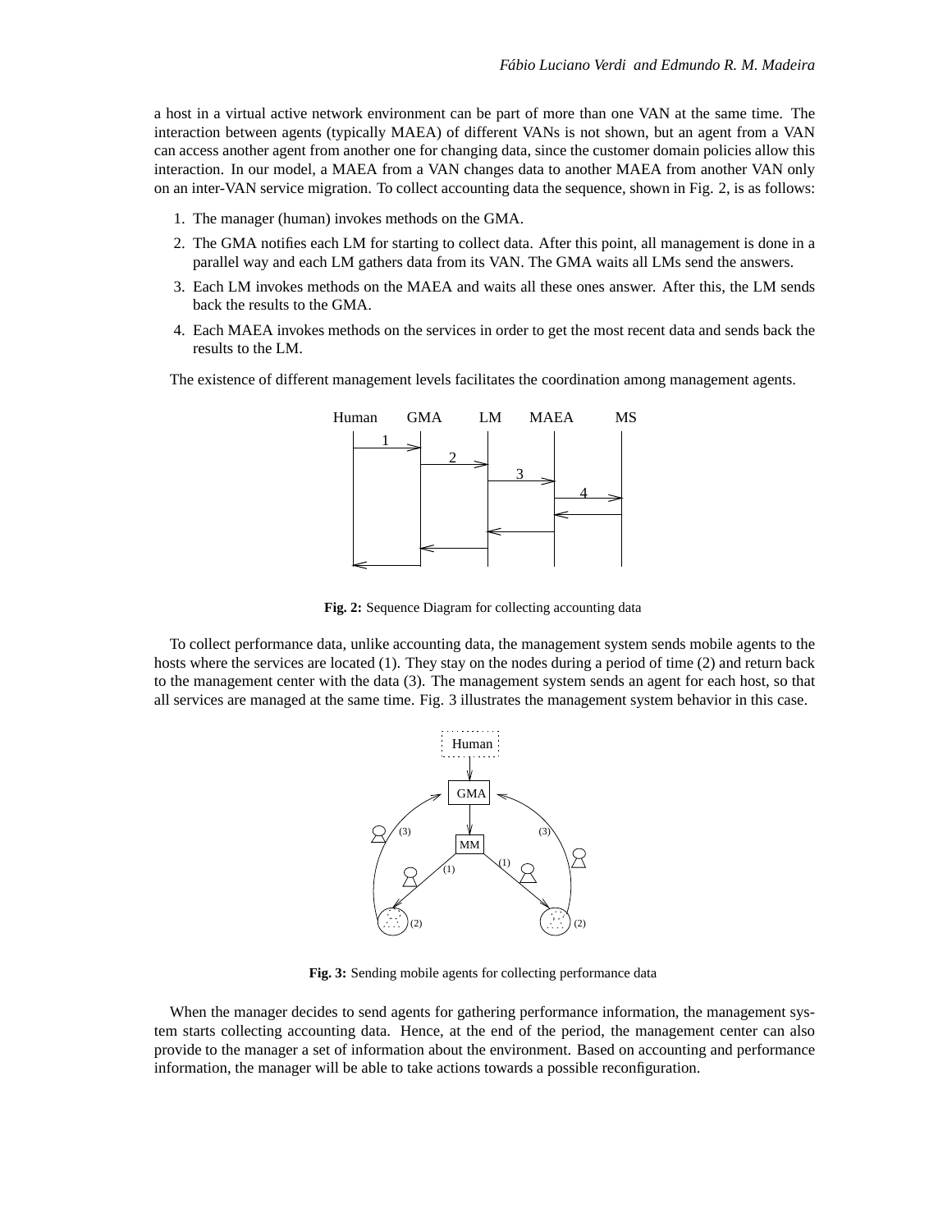a host in a virtual active network environment can be part of more than one VAN at the same time. The interaction between agents (typically MAEA) of different VANs is not shown, but an agent from a VAN can access another agent from another one for changing data, since the customer domain policies allow this interaction. In our model, a MAEA from a VAN changes data to another MAEA from another VAN only on an inter-VAN service migration. To collect accounting data the sequence, shown in Fig. 2, is as follows:

1. The manager (human) invokes methods on the GMA.
2. The GMA notifies each LM for starting to collect data. After this point, all management is done in a parallel way and each LM gathers data from its VAN. The GMA waits all LMs send the answers.
3. Each LM invokes methods on the MAEA and waits all these ones answer. After this, the LM sends back the results to the GMA.
4. Each MAEA invokes methods on the services in order to get the most recent data and sends back the results to the LM.

The existence of different management levels facilitates the coordination among management agents.

Human
GMA
LM
MAEA
MS
1
2
3
4

**Fig. 2:** Sequence Diagram for collecting accounting data

To collect performance data, unlike accounting data, the management system sends mobile agents to the hosts where the services are located (1). They stay on the nodes during a period of time (2) and return back to the management center with the data (3). The management system sends an agent for each host, so that all services are managed at the same time. Fig. 3 illustrates the management system behavior in this case.

Human
GMA
MM
(1)
(1)
(2)
(2)
(3)
(3)

**Fig. 3:** Sending mobile agents for collecting performance data

When the manager decides to send agents for gathering performance information, the management system starts collecting accounting data. Hence, at the end of the period, the management center can also provide to the manager a set of information about the environment. Based on accounting and performance information, the manager will be able to take actions towards a possible reconfiguration.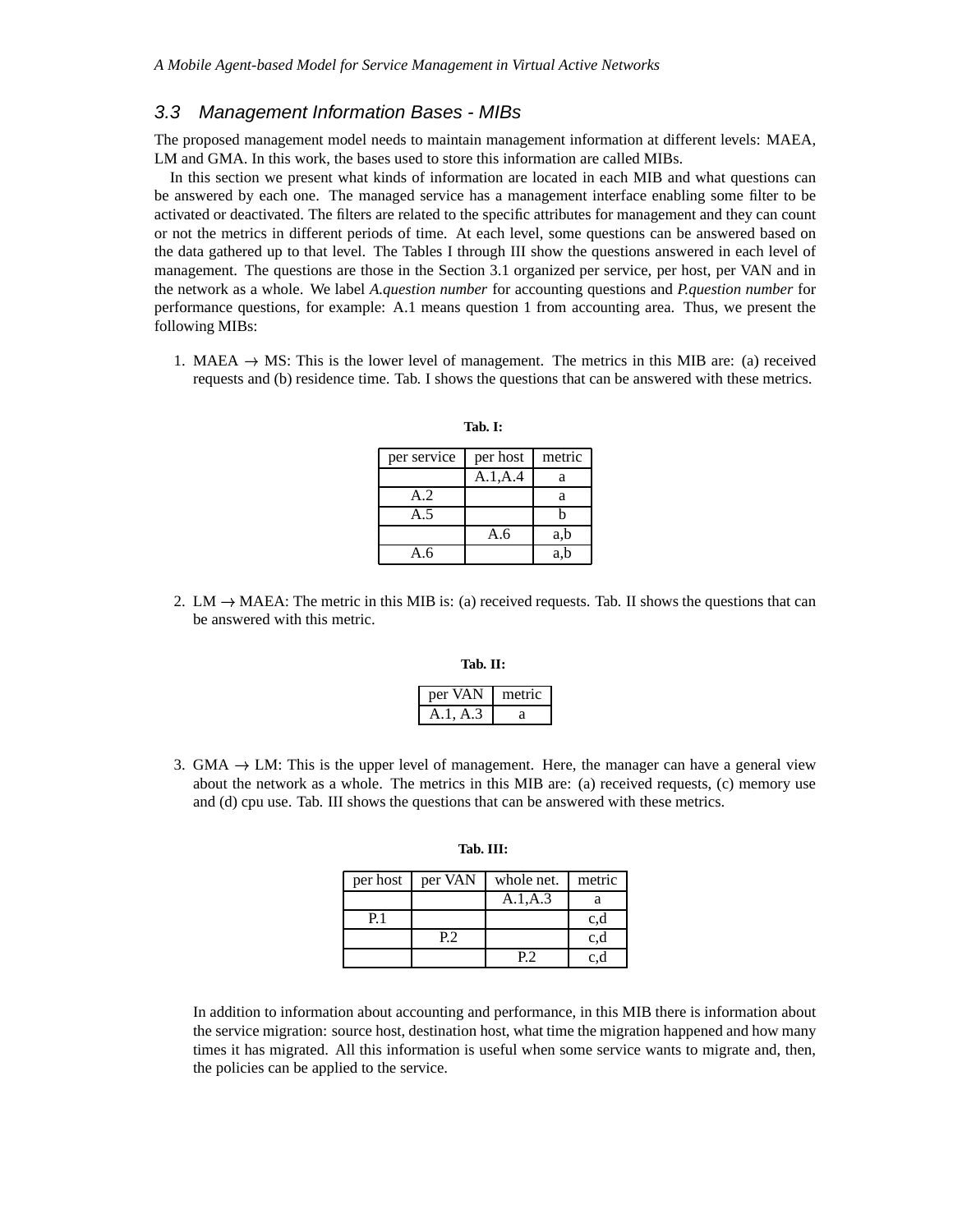## 3.3 Management Information Bases - MIBs

The proposed management model needs to maintain management information at different levels: MAEA, LM and GMA. In this work, the bases used to store this information are called MIBs.

In this section we present what kinds of information are located in each MIB and what questions can be answered by each one. The managed service has a management interface enabling some filter to be activated or deactivated. The filters are related to the specific attributes for management and they can count or not the metrics in different periods of time. At each level, some questions can be answered based on the data gathered up to that level. The Tables I through III show the questions answered in each level of management. The questions are those in the Section 3.1 organized per service, per host, per VAN and in the network as a whole. We label *A.question number* for accounting questions and *P.question number* for performance questions, for example: A.1 means question 1 from accounting area. Thus, we present the following MIBs:

1. MAEA $\rightarrow$ MS: This is the lower level of management. The metrics in this MIB are: (a) received requests and (b) residence time. Tab. I shows the questions that can be answered with these metrics.

**Tab. I:**

| per service | per host | metric |
|---|---|---|
| | A.1,A.4 | a |
| A.2 | | a |
| A.5 | | b |
| | A.6 | a,b |
| A.6 | | a,b |

2. LM $\rightarrow$ MAEA: The metric in this MIB is: (a) received requests. Tab. II shows the questions that can be answered with this metric.

**Tab. II:**

| per VAN | metric |
|---|---|
| A.1, A.3 | a |

3. GMA $\rightarrow$ LM: This is the upper level of management. Here, the manager can have a general view about the network as a whole. The metrics in this MIB are: (a) received requests, (c) memory use and (d) cpu use. Tab. III shows the questions that can be answered with these metrics.

**Tab. III:**

| per host | per VAN | whole net. | metric |
|---|---|---|---|
| | | A.1,A.3 | a |
| P.1 | | | c,d |
| | P.2 | | c,d |
| | | P.2 | c,d |

In addition to information about accounting and performance, in this MIB there is information about the service migration: source host, destination host, what time the migration happened and how many times it has migrated. All this information is useful when some service wants to migrate and, then, the policies can be applied to the service.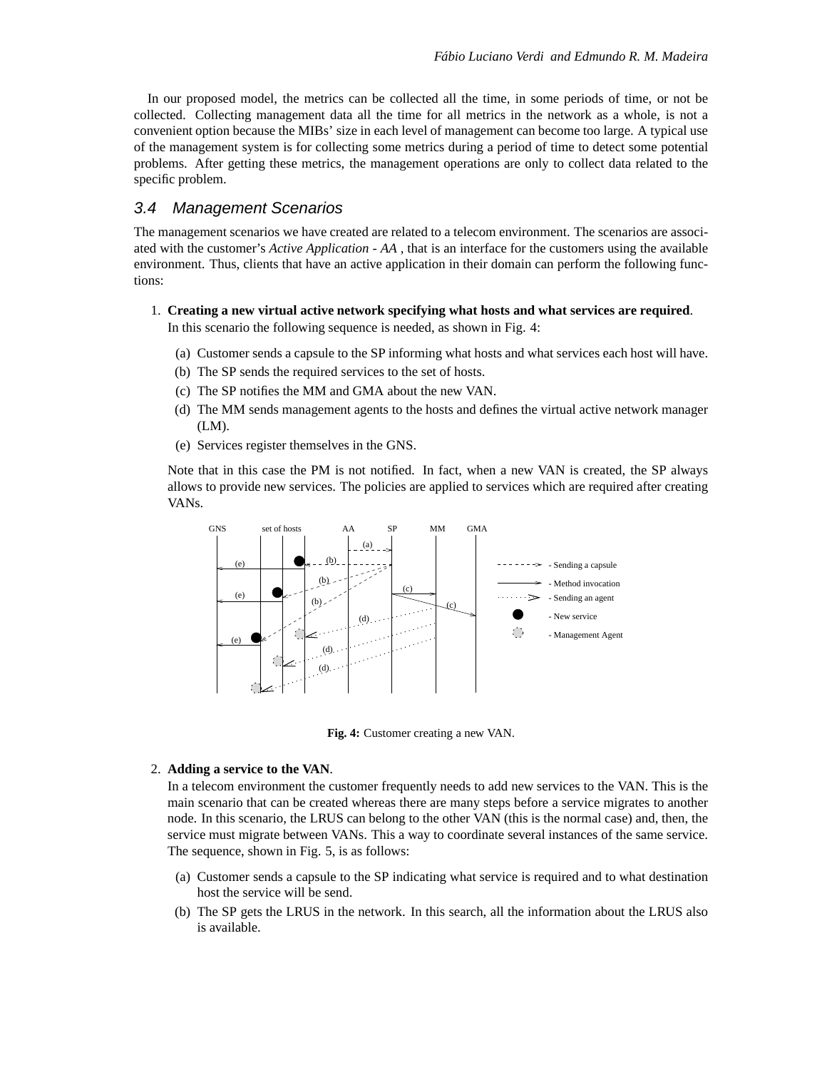In our proposed model, the metrics can be collected all the time, in some periods of time, or not be collected. Collecting management data all the time for all metrics in the network as a whole, is not a convenient option because the MIBs' size in each level of management can become too large. A typical use of the management system is for collecting some metrics during a period of time to detect some potential problems. After getting these metrics, the management operations are only to collect data related to the specific problem.

### 3.4 Management Scenarios

The management scenarios we have created are related to a telecom environment. The scenarios are associated with the customer's *Active Application - AA* , that is an interface for the customers using the available environment. Thus, clients that have an active application in their domain can perform the following functions:

1. **Creating a new virtual active network specifying what hosts and what services are required**. In this scenario the following sequence is needed, as shown in Fig. 4:

   (a) Customer sends a capsule to the SP informing what hosts and what services each host will have.

   (b) The SP sends the required services to the set of hosts.

   (c) The SP notifies the MM and GMA about the new VAN.

   (d) The MM sends management agents to the hosts and defines the virtual active network manager (LM).

   (e) Services register themselves in the GNS.

   Note that in this case the PM is not notified. In fact, when a new VAN is created, the SP always allows to provide new services. The policies are applied to services which are required after creating VANs.

   GNS
   set of hosts
   AA
   SP
   MM
   GMA
   (a)
   (b)
   (b)
   (b)
   (c)
   (c)
   (d)
   (d)
   (d)
   (e)
   (e)
   (e)
   - Sending a capsule
   - Method invocation
   - Sending an agent
   - New service
   - Management Agent

   **Fig. 4:** Customer creating a new VAN.

2. **Adding a service to the VAN**. In a telecom environment the customer frequently needs to add new services to the VAN. This is the main scenario that can be created whereas there are many steps before a service migrates to another node. In this scenario, the LRUS can belong to the other VAN (this is the normal case) and, then, the service must migrate between VANs. This a way to coordinate several instances of the same service. The sequence, shown in Fig. 5, is as follows:

   (a) Customer sends a capsule to the SP indicating what service is required and to what destination host the service will be send.

   (b) The SP gets the LRUS in the network. In this search, all the information about the LRUS also is available.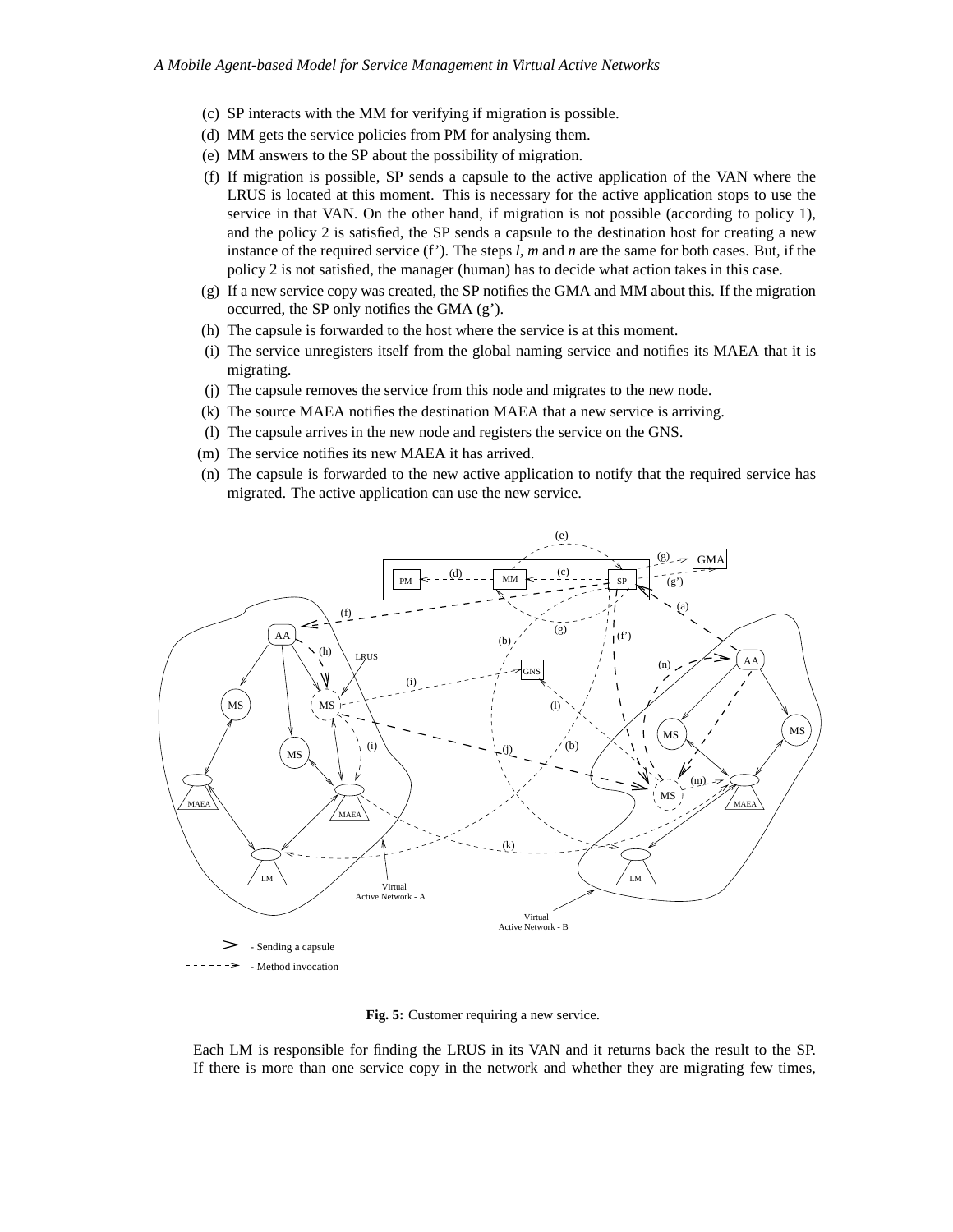(c) SP interacts with the MM for verifying if migration is possible.

(d) MM gets the service policies from PM for analysing them.

(e) MM answers to the SP about the possibility of migration.

(f) If migration is possible, SP sends a capsule to the active application of the VAN where the LRUS is located at this moment. This is necessary for the active application stops to use the service in that VAN. On the other hand, if migration is not possible (according to policy 1), and the policy 2 is satisfied, the SP sends a capsule to the destination host for creating a new instance of the required service (f'). The steps *l, m* and *n* are the same for both cases. But, if the policy 2 is not satisfied, the manager (human) has to decide what action takes in this case.

(g) If a new service copy was created, the SP notifies the GMA and MM about this. If the migration occurred, the SP only notifies the GMA (g').

(h) The capsule is forwarded to the host where the service is at this moment.

(i) The service unregisters itself from the global naming service and notifies its MAEA that it is migrating.

(j) The capsule removes the service from this node and migrates to the new node.

(k) The source MAEA notifies the destination MAEA that a new service is arriving.

(l) The capsule arrives in the new node and registers the service on the GNS.

(m) The service notifies its new MAEA it has arrived.

(n) The capsule is forwarded to the new active application to notify that the required service has migrated. The active application can use the new service.

(e)
(g) GMA
PM (d) MM (c) SP
(g')
(a)
(f)
(g)
(f')
AA
(b)
(h)
LRUS
AA
(n)
GNS
(i)
MS
MS
(l)
MS
MS
(b)
(i)
(j)
MS
(m)
MS
MAEA
MAEA
MAEA
(k)
LM
LM
Virtual
Active Network - A
Virtual
Active Network - B
- Sending a capsule
- Method invocation

**Fig. 5:** Customer requiring a new service.

Each LM is responsible for finding the LRUS in its VAN and it returns back the result to the SP. If there is more than one service copy in the network and whether they are migrating few times,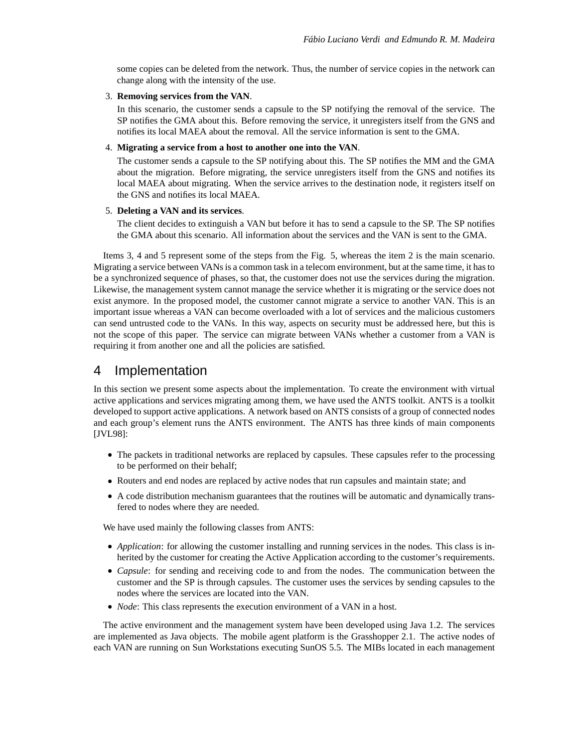some copies can be deleted from the network. Thus, the number of service copies in the network can change along with the intensity of the use.

3. **Removing services from the VAN**.

   In this scenario, the customer sends a capsule to the SP notifying the removal of the service. The SP notifies the GMA about this. Before removing the service, it unregisters itself from the GNS and notifies its local MAEA about the removal. All the service information is sent to the GMA.

4. **Migrating a service from a host to another one into the VAN**.

   The customer sends a capsule to the SP notifying about this. The SP notifies the MM and the GMA about the migration. Before migrating, the service unregisters itself from the GNS and notifies its local MAEA about migrating. When the service arrives to the destination node, it registers itself on the GNS and notifies its local MAEA.

5. **Deleting a VAN and its services**.

   The client decides to extinguish a VAN but before it has to send a capsule to the SP. The SP notifies the GMA about this scenario. All information about the services and the VAN is sent to the GMA.

Items 3, 4 and 5 represent some of the steps from the Fig. 5, whereas the item 2 is the main scenario. Migrating a service between VANs is a common task in a telecom environment, but at the same time, it has to be a synchronized sequence of phases, so that, the customer does not use the services during the migration. Likewise, the management system cannot manage the service whether it is migrating or the service does not exist anymore. In the proposed model, the customer cannot migrate a service to another VAN. This is an important issue whereas a VAN can become overloaded with a lot of services and the malicious customers can send untrusted code to the VANs. In this way, aspects on security must be addressed here, but this is not the scope of this paper. The service can migrate between VANs whether a customer from a VAN is requiring it from another one and all the policies are satisfied.

# 4 Implementation

In this section we present some aspects about the implementation. To create the environment with virtual active applications and services migrating among them, we have used the ANTS toolkit. ANTS is a toolkit developed to support active applications. A network based on ANTS consists of a group of connected nodes and each group's element runs the ANTS environment. The ANTS has three kinds of main components [JVL98]:

- The packets in traditional networks are replaced by capsules. These capsules refer to the processing to be performed on their behalf;
- Routers and end nodes are replaced by active nodes that run capsules and maintain state; and
- A code distribution mechanism guarantees that the routines will be automatic and dynamically transfered to nodes where they are needed.

We have used mainly the following classes from ANTS:

- *Application*: for allowing the customer installing and running services in the nodes. This class is inherited by the customer for creating the Active Application according to the customer's requirements.
- *Capsule*: for sending and receiving code to and from the nodes. The communication between the customer and the SP is through capsules. The customer uses the services by sending capsules to the nodes where the services are located into the VAN.
- *Node*: This class represents the execution environment of a VAN in a host.

The active environment and the management system have been developed using Java 1.2. The services are implemented as Java objects. The mobile agent platform is the Grasshopper 2.1. The active nodes of each VAN are running on Sun Workstations executing SunOS 5.5. The MIBs located in each management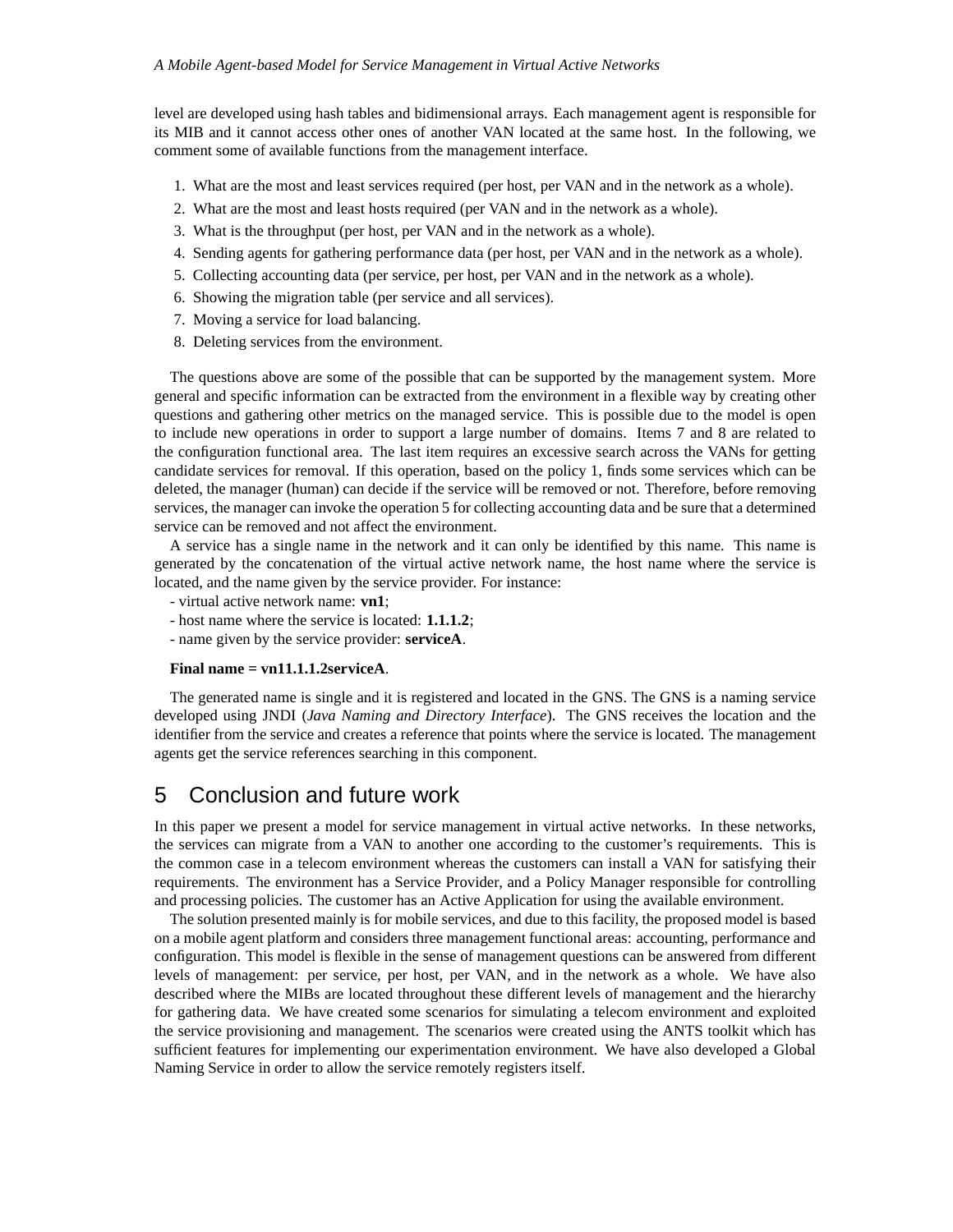level are developed using hash tables and bidimensional arrays. Each management agent is responsible for its MIB and it cannot access other ones of another VAN located at the same host. In the following, we comment some of available functions from the management interface.

1. What are the most and least services required (per host, per VAN and in the network as a whole).
2. What are the most and least hosts required (per VAN and in the network as a whole).
3. What is the throughput (per host, per VAN and in the network as a whole).
4. Sending agents for gathering performance data (per host, per VAN and in the network as a whole).
5. Collecting accounting data (per service, per host, per VAN and in the network as a whole).
6. Showing the migration table (per service and all services).
7. Moving a service for load balancing.
8. Deleting services from the environment.

The questions above are some of the possible that can be supported by the management system. More general and specific information can be extracted from the environment in a flexible way by creating other questions and gathering other metrics on the managed service. This is possible due to the model is open to include new operations in order to support a large number of domains. Items 7 and 8 are related to the configuration functional area. The last item requires an excessive search across the VANs for getting candidate services for removal. If this operation, based on the policy 1, finds some services which can be deleted, the manager (human) can decide if the service will be removed or not. Therefore, before removing services, the manager can invoke the operation 5 for collecting accounting data and be sure that a determined service can be removed and not affect the environment.

A service has a single name in the network and it can only be identified by this name. This name is generated by the concatenation of the virtual active network name, the host name where the service is located, and the name given by the service provider. For instance:

- virtual active network name: **vn1**;
- host name where the service is located: **1.1.1.2**;
- name given by the service provider: **serviceA**.

**Final name = vn11.1.1.2serviceA**.

The generated name is single and it is registered and located in the GNS. The GNS is a naming service developed using JNDI (*Java Naming and Directory Interface*). The GNS receives the location and the identifier from the service and creates a reference that points where the service is located. The management agents get the service references searching in this component.

## 5 Conclusion and future work

In this paper we present a model for service management in virtual active networks. In these networks, the services can migrate from a VAN to another one according to the customer's requirements. This is the common case in a telecom environment whereas the customers can install a VAN for satisfying their requirements. The environment has a Service Provider, and a Policy Manager responsible for controlling and processing policies. The customer has an Active Application for using the available environment.

The solution presented mainly is for mobile services, and due to this facility, the proposed model is based on a mobile agent platform and considers three management functional areas: accounting, performance and configuration. This model is flexible in the sense of management questions can be answered from different levels of management: per service, per host, per VAN, and in the network as a whole. We have also described where the MIBs are located throughout these different levels of management and the hierarchy for gathering data. We have created some scenarios for simulating a telecom environment and exploited the service provisioning and management. The scenarios were created using the ANTS toolkit which has sufficient features for implementing our experimentation environment. We have also developed a Global Naming Service in order to allow the service remotely registers itself.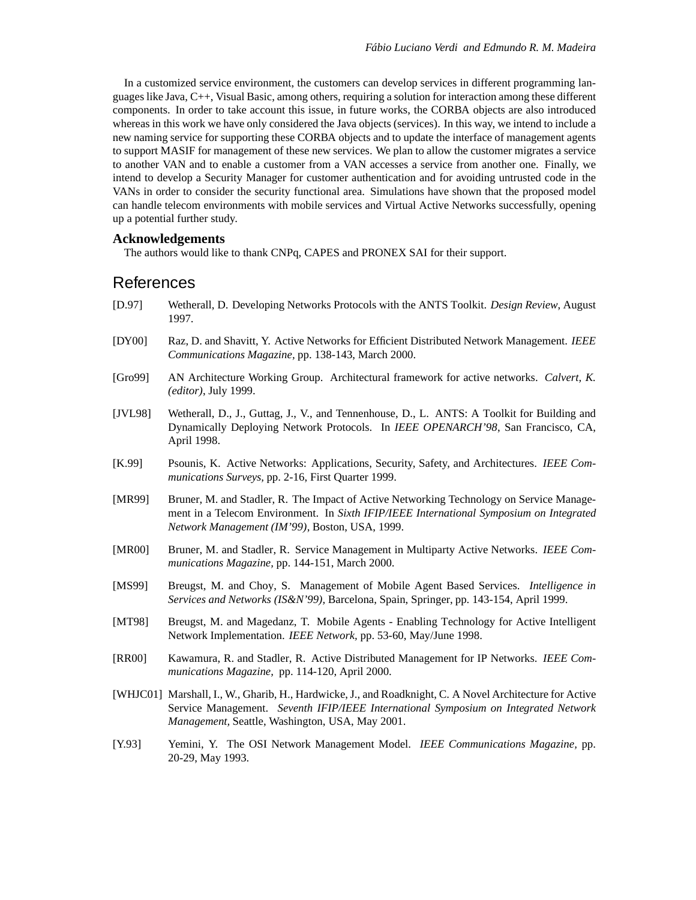In a customized service environment, the customers can develop services in different programming languages like Java, C++, Visual Basic, among others, requiring a solution for interaction among these different components. In order to take account this issue, in future works, the CORBA objects are also introduced whereas in this work we have only considered the Java objects (services). In this way, we intend to include a new naming service for supporting these CORBA objects and to update the interface of management agents to support MASIF for management of these new services. We plan to allow the customer migrates a service to another VAN and to enable a customer from a VAN accesses a service from another one. Finally, we intend to develop a Security Manager for customer authentication and for avoiding untrusted code in the VANs in order to consider the security functional area. Simulations have shown that the proposed model can handle telecom environments with mobile services and Virtual Active Networks successfully, opening up a potential further study.

### Acknowledgements

The authors would like to thank CNPq, CAPES and PRONEX SAI for their support.

## References

[D.97] Wetherall, D. Developing Networks Protocols with the ANTS Toolkit. *Design Review*, August 1997.

[DY00] Raz, D. and Shavitt, Y. Active Networks for Efficient Distributed Network Management. *IEEE Communications Magazine*, pp. 138-143, March 2000.

[Gro99] AN Architecture Working Group. Architectural framework for active networks. *Calvert, K. (editor)*, July 1999.

[JVL98] Wetherall, D., J., Guttag, J., V., and Tennenhouse, D., L. ANTS: A Toolkit for Building and Dynamically Deploying Network Protocols. In *IEEE OPENARCH'98*, San Francisco, CA, April 1998.

[K.99] Psounis, K. Active Networks: Applications, Security, Safety, and Architectures. *IEEE Communications Surveys*, pp. 2-16, First Quarter 1999.

[MR99] Bruner, M. and Stadler, R. The Impact of Active Networking Technology on Service Management in a Telecom Environment. In *Sixth IFIP/IEEE International Symposium on Integrated Network Management (IM'99)*, Boston, USA, 1999.

[MR00] Bruner, M. and Stadler, R. Service Management in Multiparty Active Networks. *IEEE Communications Magazine*, pp. 144-151, March 2000.

[MS99] Breugst, M. and Choy, S. Management of Mobile Agent Based Services. *Intelligence in Services and Networks (IS&N'99)*, Barcelona, Spain, Springer, pp. 143-154, April 1999.

[MT98] Breugst, M. and Magedanz, T. Mobile Agents - Enabling Technology for Active Intelligent Network Implementation. *IEEE Network*, pp. 53-60, May/June 1998.

[RR00] Kawamura, R. and Stadler, R. Active Distributed Management for IP Networks. *IEEE Communications Magazine*, pp. 114-120, April 2000.

[WHJC01] Marshall, I., W., Gharib, H., Hardwicke, J., and Roadknight, C. A Novel Architecture for Active Service Management. *Seventh IFIP/IEEE International Symposium on Integrated Network Management*, Seattle, Washington, USA, May 2001.

[Y.93] Yemini, Y. The OSI Network Management Model. *IEEE Communications Magazine*, pp. 20-29, May 1993.